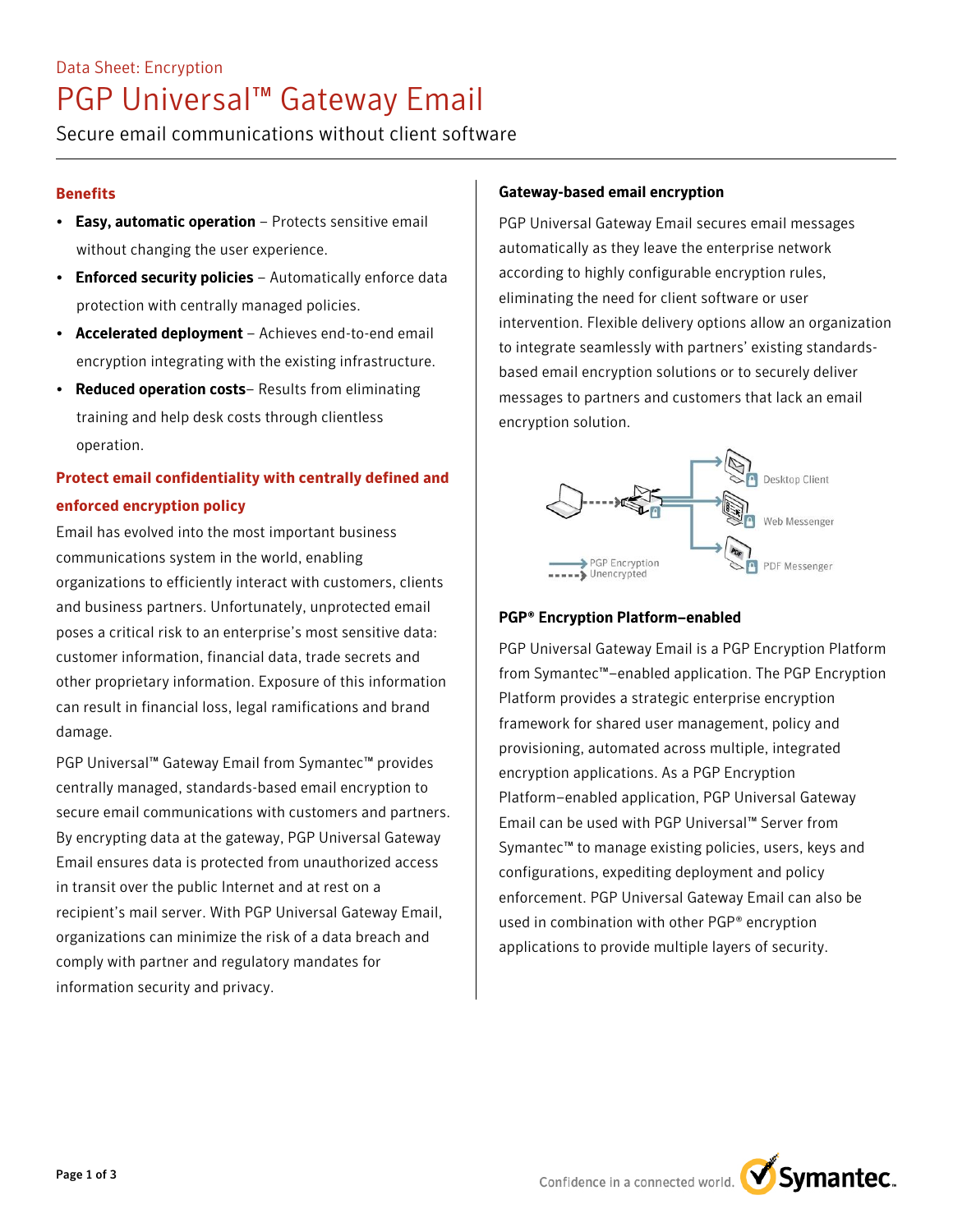Data Sheet: Encryption

# PGP Universal™ Gateway Email

Secure email communications without client software

## Benefits

- **Easy, automatic operation** – Protects sensitive email without changing the user experience.
- **Enforced security policies** – Automatically enforce data protection with centrally managed policies.
- **Accelerated deployment** – Achieves end-to-end email encryption integrating with the existing infrastructure.
- **Reduced operation costs**– Results from eliminating training and help desk costs through clientless operation.

## Protect email confidentiality with centrally defined and enforced encryption policy

Email has evolved into the most important business communications system in the world, enabling organizations to efficiently interact with customers, clients and business partners. Unfortunately, unprotected email poses a critical risk to an enterprise's most sensitive data: customer information, financial data, trade secrets and other proprietary information. Exposure of this information can result in financial loss, legal ramifications and brand damage.

PGP Universal™ Gateway Email from Symantec™ provides centrally managed, standards-based email encryption to secure email communications with customers and partners. By encrypting data at the gateway, PGP Universal Gateway Email ensures data is protected from unauthorized access in transit over the public Internet and at rest on a recipient's mail server. With PGP Universal Gateway Email, organizations can minimize the risk of a data breach and comply with partner and regulatory mandates for information security and privacy.

### Gateway-based email encryption

PGP Universal Gateway Email secures email messages automatically as they leave the enterprise network according to highly configurable encryption rules, eliminating the need for client software or user intervention. Flexible delivery options allow an organization to integrate seamlessly with partners' existing standards-based email encryption solutions or to securely deliver messages to partners and customers that lack an email encryption solution.

Desktop Client

Web Messenger

PDF Messenger

PGP Encryption

Unencrypted

### PGP® Encryption Platform–enabled

PGP Universal Gateway Email is a PGP Encryption Platform from Symantec™–enabled application. The PGP Encryption Platform provides a strategic enterprise encryption framework for shared user management, policy and provisioning, automated across multiple, integrated encryption applications. As a PGP Encryption Platform–enabled application, PGP Universal Gateway Email can be used with PGP Universal™ Server from Symantec™ to manage existing policies, users, keys and configurations, expediting deployment and policy enforcement. PGP Universal Gateway Email can also be used in combination with other PGP® encryption applications to provide multiple layers of security.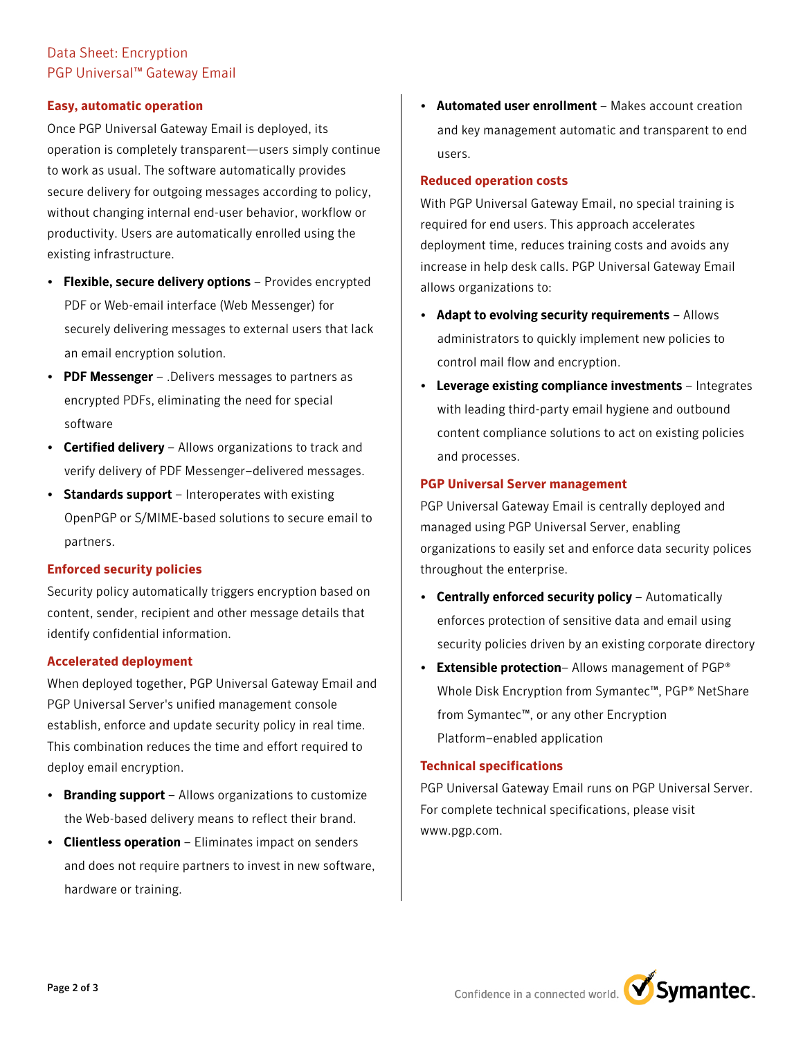## Easy, automatic operation

Once PGP Universal Gateway Email is deployed, its operation is completely transparent—users simply continue to work as usual. The software automatically provides secure delivery for outgoing messages according to policy, without changing internal end-user behavior, workflow or productivity. Users are automatically enrolled using the existing infrastructure.

- **Flexible, secure delivery options** – Provides encrypted PDF or Web-email interface (Web Messenger) for securely delivering messages to external users that lack an email encryption solution.
- **PDF Messenger** – .Delivers messages to partners as encrypted PDFs, eliminating the need for special software
- **Certified delivery** – Allows organizations to track and verify delivery of PDF Messenger–delivered messages.
- **Standards support** – Interoperates with existing OpenPGP or S/MIME-based solutions to secure email to partners.

## Enforced security policies

Security policy automatically triggers encryption based on content, sender, recipient and other message details that identify confidential information.

## Accelerated deployment

When deployed together, PGP Universal Gateway Email and PGP Universal Server's unified management console establish, enforce and update security policy in real time. This combination reduces the time and effort required to deploy email encryption.

- **Branding support** – Allows organizations to customize the Web-based delivery means to reflect their brand.
- **Clientless operation** – Eliminates impact on senders and does not require partners to invest in new software, hardware or training.
- **Automated user enrollment** – Makes account creation and key management automatic and transparent to end users.

## Reduced operation costs

With PGP Universal Gateway Email, no special training is required for end users. This approach accelerates deployment time, reduces training costs and avoids any increase in help desk calls. PGP Universal Gateway Email allows organizations to:

- **Adapt to evolving security requirements** – Allows administrators to quickly implement new policies to control mail flow and encryption.
- **Leverage existing compliance investments** – Integrates with leading third-party email hygiene and outbound content compliance solutions to act on existing policies and processes.

## PGP Universal Server management

PGP Universal Gateway Email is centrally deployed and managed using PGP Universal Server, enabling organizations to easily set and enforce data security polices throughout the enterprise.

- **Centrally enforced security policy** – Automatically enforces protection of sensitive data and email using security policies driven by an existing corporate directory
- **Extensible protection**– Allows management of PGP® Whole Disk Encryption from Symantec™, PGP® NetShare from Symantec™, or any other Encryption Platform–enabled application

## Technical specifications

PGP Universal Gateway Email runs on PGP Universal Server. For complete technical specifications, please visit www.pgp.com.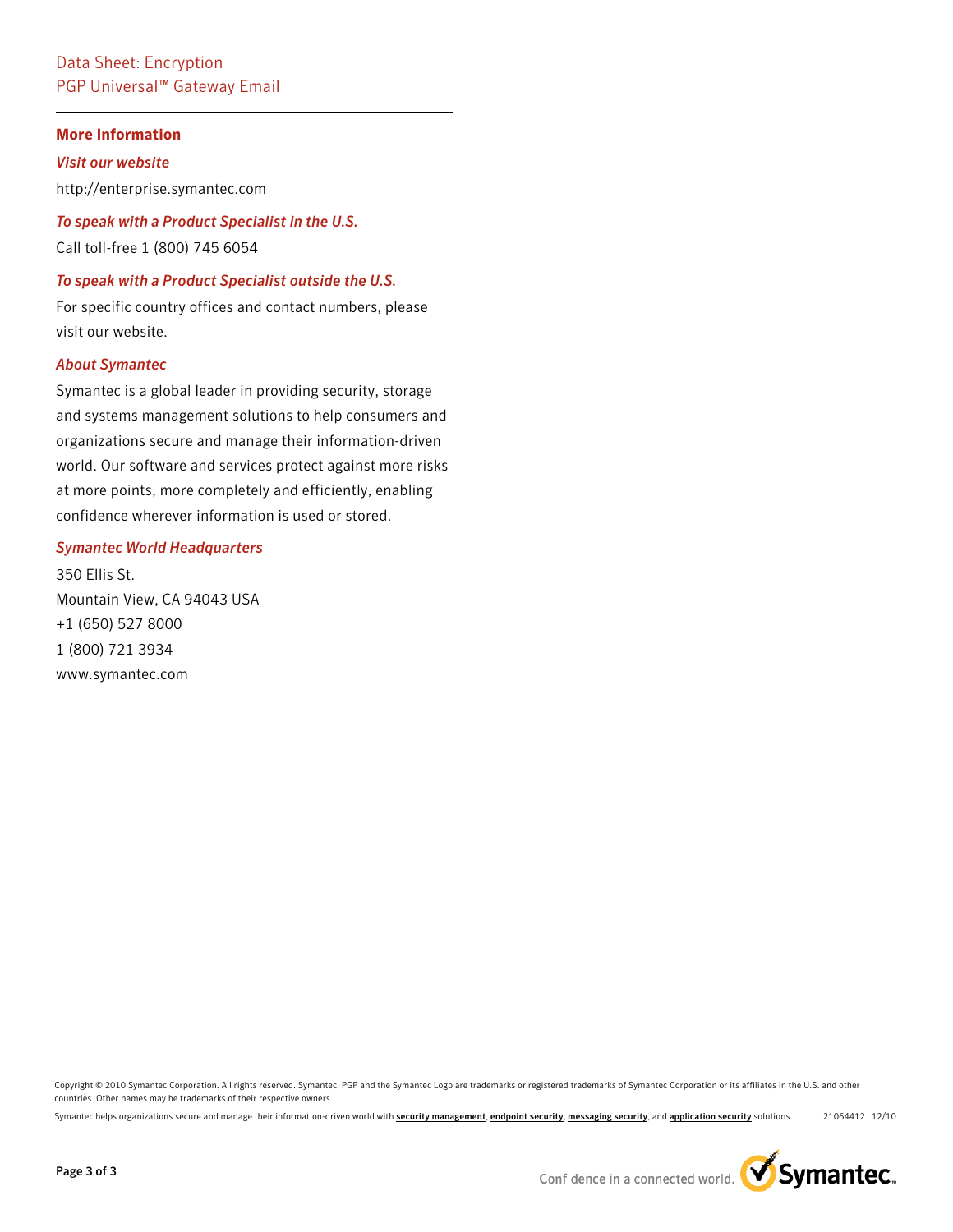## More Information

### *Visit our website*

http://enterprise.symantec.com

### *To speak with a Product Specialist in the U.S.*

Call toll-free 1 (800) 745 6054

### *To speak with a Product Specialist outside the U.S.*

For specific country offices and contact numbers, please visit our website.

### *About Symantec*

Symantec is a global leader in providing security, storage and systems management solutions to help consumers and organizations secure and manage their information-driven world. Our software and services protect against more risks at more points, more completely and efficiently, enabling confidence wherever information is used or stored.

### *Symantec World Headquarters*

350 Ellis St.
Mountain View, CA 94043 USA
+1 (650) 527 8000
1 (800) 721 3934
www.symantec.com

Copyright © 2010 Symantec Corporation. All rights reserved. Symantec, PGP and the Symantec Logo are trademarks or registered trademarks of Symantec Corporation or its affiliates in the U.S. and other countries. Other names may be trademarks of their respective owners.

Symantec helps organizations secure and manage their information-driven world with **security management**, **endpoint security**, **messaging security**, and **application security** solutions. 21064412 12/10

Confidence in a connected world. Symantec.